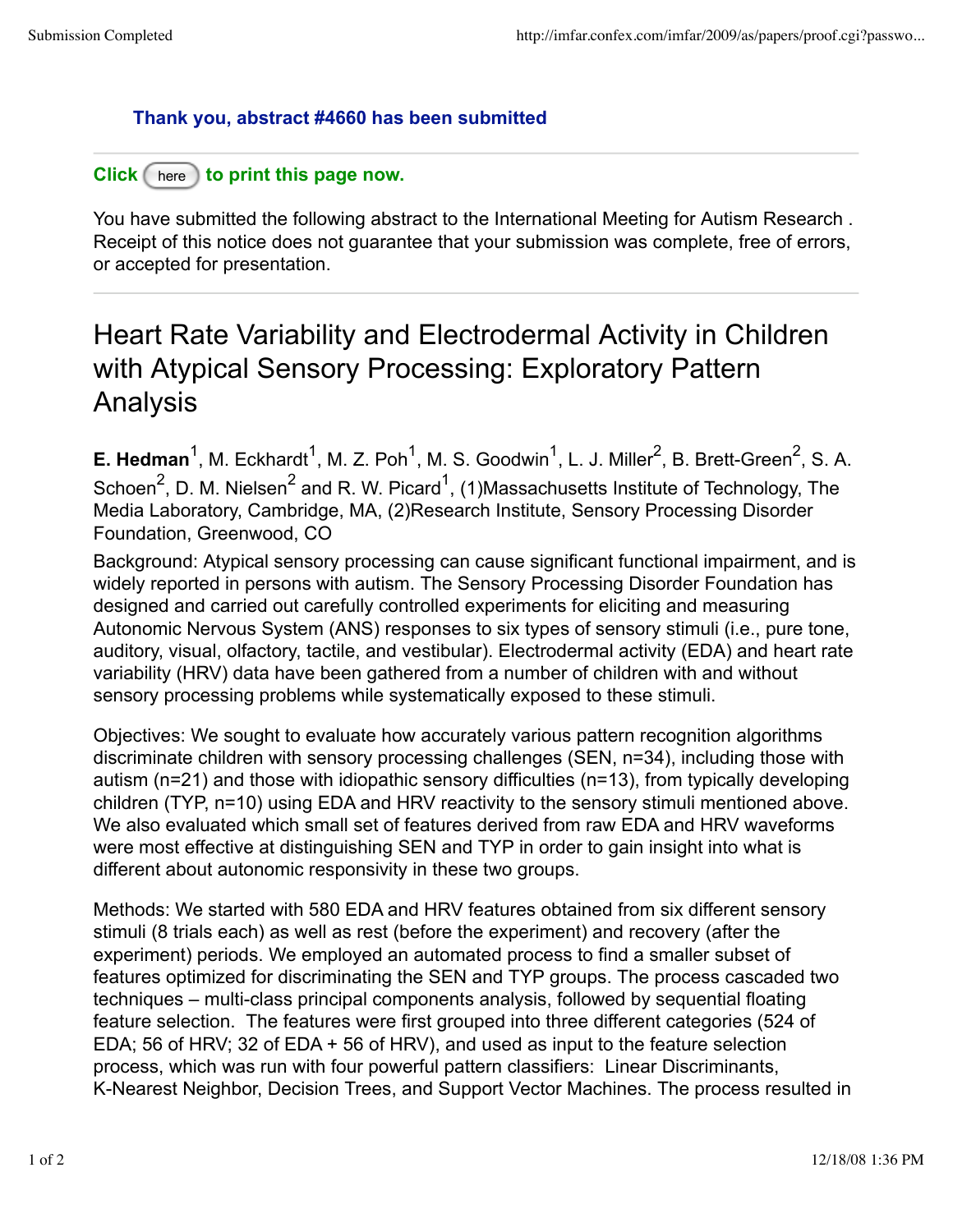**Thank you, abstract #4660 has been submitted**

**Click here to print this page now.**

You have submitted the following abstract to the International Meeting for Autism Research . Receipt of this notice does not guarantee that your submission was complete, free of errors, or accepted for presentation.

# Heart Rate Variability and Electrodermal Activity in Children with Atypical Sensory Processing: Exploratory Pattern Analysis

**E. Hedman**[1], M. Eckhardt[1], M. Z. Poh[1], M. S. Goodwin[1], L. J. Miller[2], B. Brett-Green[2], S. A. Schoen[2], D. M. Nielsen[2] and R. W. Picard[1], (1)Massachusetts Institute of Technology, The Media Laboratory, Cambridge, MA, (2)Research Institute, Sensory Processing Disorder Foundation, Greenwood, CO

Background: Atypical sensory processing can cause significant functional impairment, and is widely reported in persons with autism. The Sensory Processing Disorder Foundation has designed and carried out carefully controlled experiments for eliciting and measuring Autonomic Nervous System (ANS) responses to six types of sensory stimuli (i.e., pure tone, auditory, visual, olfactory, tactile, and vestibular). Electrodermal activity (EDA) and heart rate variability (HRV) data have been gathered from a number of children with and without sensory processing problems while systematically exposed to these stimuli.

Objectives: We sought to evaluate how accurately various pattern recognition algorithms discriminate children with sensory processing challenges (SEN, n=34), including those with autism (n=21) and those with idiopathic sensory difficulties (n=13), from typically developing children (TYP, n=10) using EDA and HRV reactivity to the sensory stimuli mentioned above. We also evaluated which small set of features derived from raw EDA and HRV waveforms were most effective at distinguishing SEN and TYP in order to gain insight into what is different about autonomic responsivity in these two groups.

Methods: We started with 580 EDA and HRV features obtained from six different sensory stimuli (8 trials each) as well as rest (before the experiment) and recovery (after the experiment) periods. We employed an automated process to find a smaller subset of features optimized for discriminating the SEN and TYP groups. The process cascaded two techniques – multi-class principal components analysis, followed by sequential floating feature selection. The features were first grouped into three different categories (524 of EDA; 56 of HRV; 32 of EDA + 56 of HRV), and used as input to the feature selection process, which was run with four powerful pattern classifiers: Linear Discriminants, K-Nearest Neighbor, Decision Trees, and Support Vector Machines. The process resulted in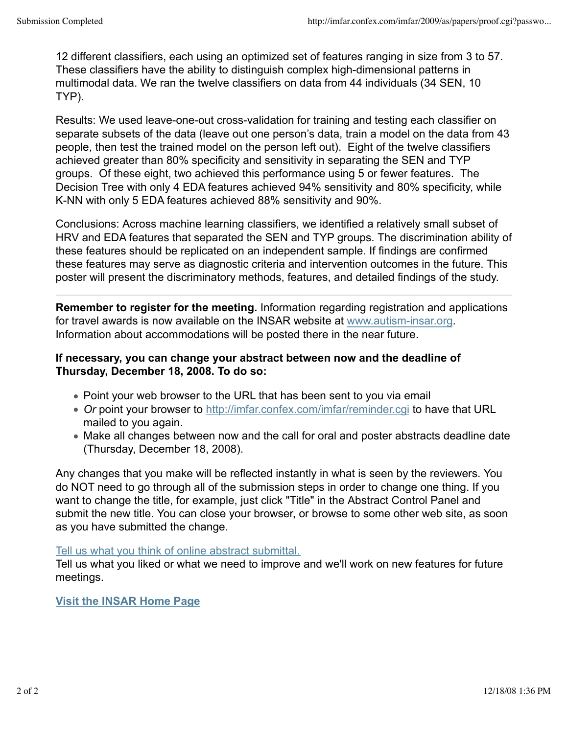12 different classifiers, each using an optimized set of features ranging in size from 3 to 57. These classifiers have the ability to distinguish complex high-dimensional patterns in multimodal data. We ran the twelve classifiers on data from 44 individuals (34 SEN, 10 TYP).

Results: We used leave-one-out cross-validation for training and testing each classifier on separate subsets of the data (leave out one person's data, train a model on the data from 43 people, then test the trained model on the person left out). Eight of the twelve classifiers achieved greater than 80% specificity and sensitivity in separating the SEN and TYP groups. Of these eight, two achieved this performance using 5 or fewer features. The Decision Tree with only 4 EDA features achieved 94% sensitivity and 80% specificity, while K-NN with only 5 EDA features achieved 88% sensitivity and 90%.

Conclusions: Across machine learning classifiers, we identified a relatively small subset of HRV and EDA features that separated the SEN and TYP groups. The discrimination ability of these features should be replicated on an independent sample. If findings are confirmed these features may serve as diagnostic criteria and intervention outcomes in the future. This poster will present the discriminatory methods, features, and detailed findings of the study.

---

**Remember to register for the meeting.** Information regarding registration and applications for travel awards is now available on the INSAR website at [www.autism-insar.org](www.autism-insar.org). Information about accommodations will be posted there in the near future.

**If necessary, you can change your abstract between now and the deadline of Thursday, December 18, 2008. To do so:**

- Point your web browser to the URL that has been sent to you via email
- *Or* point your browser to [http://imfar.confex.com/imfar/reminder.cgi](http://imfar.confex.com/imfar/reminder.cgi) to have that URL mailed to you again.
- Make all changes between now and the call for oral and poster abstracts deadline date (Thursday, December 18, 2008).

Any changes that you make will be reflected instantly in what is seen by the reviewers. You do NOT need to go through all of the submission steps in order to change one thing. If you want to change the title, for example, just click "Title" in the Abstract Control Panel and submit the new title. You can close your browser, or browse to some other web site, as soon as you have submitted the change.

Tell us what you think of online abstract submittal.

Tell us what you liked or what we need to improve and we'll work on new features for future meetings.

**Visit the INSAR Home Page**